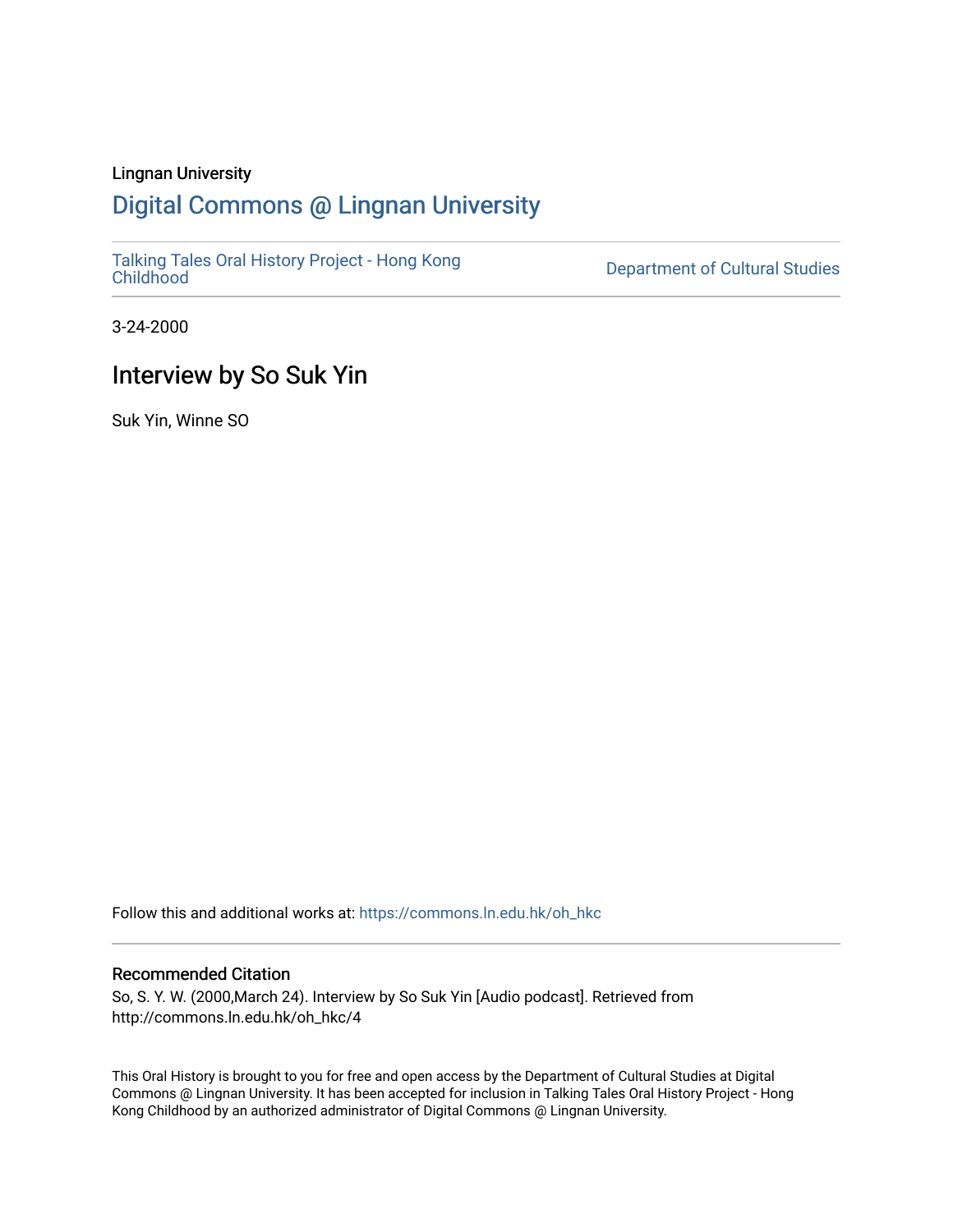Lingnan University

# Digital Commons @ Lingnan University

Talking Tales Oral History Project - Hong Kong Childhood

Department of Cultural Studies

3-24-2000

## Interview by So Suk Yin

Suk Yin, Winne SO

Follow this and additional works at: https://commons.ln.edu.hk/oh_hkc

### Recommended Citation

So, S. Y. W. (2000,March 24). Interview by So Suk Yin [Audio podcast]. Retrieved from http://commons.ln.edu.hk/oh_hkc/4

This Oral History is brought to you for free and open access by the Department of Cultural Studies at Digital Commons @ Lingnan University. It has been accepted for inclusion in Talking Tales Oral History Project - Hong Kong Childhood by an authorized administrator of Digital Commons @ Lingnan University.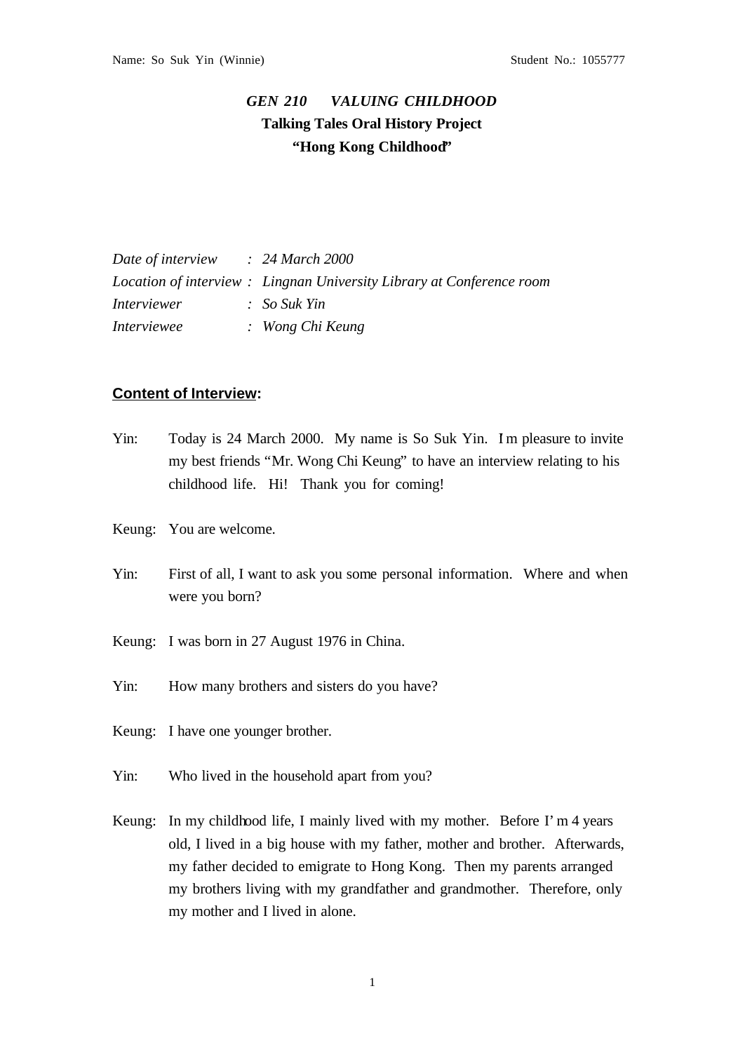Name: So Suk Yin (Winnie) Student No.: 1055777

# *GEN 210 VALUING CHILDHOOD*

## Talking Tales Oral History Project

## "Hong Kong Childhood"

*Date of interview* : *24 March 2000*
*Location of interview* : *Lingnan University Library at Conference room*
*Interviewer* : *So Suk Yin*
*Interviewee* : *Wong Chi Keung*

**Content of Interview:**

Yin: Today is 24 March 2000. My name is So Suk Yin. I m pleasure to invite my best friends "Mr. Wong Chi Keung" to have an interview relating to his childhood life. Hi! Thank you for coming!

Keung: You are welcome.

Yin: First of all, I want to ask you some personal information. Where and when were you born?

Keung: I was born in 27 August 1976 in China.

Yin: How many brothers and sisters do you have?

Keung: I have one younger brother.

Yin: Who lived in the household apart from you?

Keung: In my childhood life, I mainly lived with my mother. Before I' m 4 years old, I lived in a big house with my father, mother and brother. Afterwards, my father decided to emigrate to Hong Kong. Then my parents arranged my brothers living with my grandfather and grandmother. Therefore, only my mother and I lived in alone.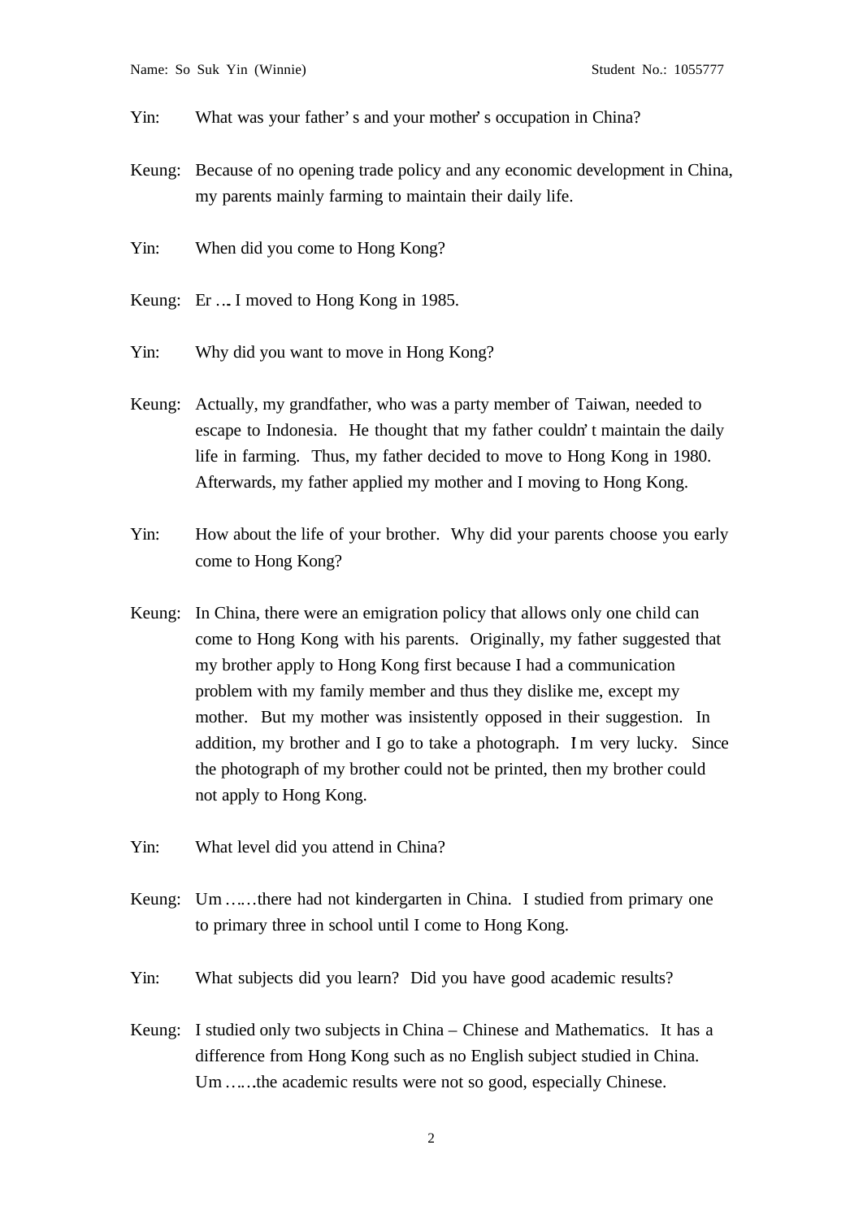Yin: What was your father's and your mother's occupation in China?

Keung: Because of no opening trade policy and any economic development in China, my parents mainly farming to maintain their daily life.

Yin: When did you come to Hong Kong?

Keung: Er … I moved to Hong Kong in 1985.

Yin: Why did you want to move in Hong Kong?

Keung: Actually, my grandfather, who was a party member of Taiwan, needed to escape to Indonesia. He thought that my father couldn't maintain the daily life in farming. Thus, my father decided to move to Hong Kong in 1980. Afterwards, my father applied my mother and I moving to Hong Kong.

Yin: How about the life of your brother. Why did your parents choose you early come to Hong Kong?

Keung: In China, there were an emigration policy that allows only one child can come to Hong Kong with his parents. Originally, my father suggested that my brother apply to Hong Kong first because I had a communication problem with my family member and thus they dislike me, except my mother. But my mother was insistently opposed in their suggestion. In addition, my brother and I go to take a photograph. I'm very lucky. Since the photograph of my brother could not be printed, then my brother could not apply to Hong Kong.

Yin: What level did you attend in China?

Keung: Um ……there had not kindergarten in China. I studied from primary one to primary three in school until I come to Hong Kong.

Yin: What subjects did you learn? Did you have good academic results?

Keung: I studied only two subjects in China – Chinese and Mathematics. It has a difference from Hong Kong such as no English subject studied in China. Um ……the academic results were not so good, especially Chinese.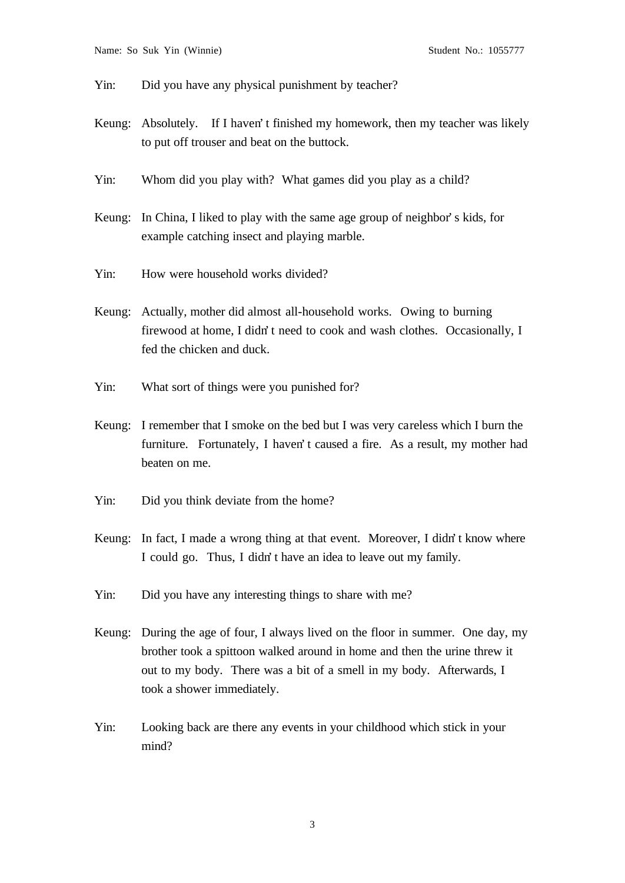Yin: Did you have any physical punishment by teacher?

Keung: Absolutely. If I haven't finished my homework, then my teacher was likely to put off trouser and beat on the buttock.

Yin: Whom did you play with? What games did you play as a child?

Keung: In China, I liked to play with the same age group of neighbor's kids, for example catching insect and playing marble.

Yin: How were household works divided?

Keung: Actually, mother did almost all-household works. Owing to burning firewood at home, I didn't need to cook and wash clothes. Occasionally, I fed the chicken and duck.

Yin: What sort of things were you punished for?

Keung: I remember that I smoke on the bed but I was very careless which I burn the furniture. Fortunately, I haven't caused a fire. As a result, my mother had beaten on me.

Yin: Did you think deviate from the home?

Keung: In fact, I made a wrong thing at that event. Moreover, I didn't know where I could go. Thus, I didn't have an idea to leave out my family.

Yin: Did you have any interesting things to share with me?

Keung: During the age of four, I always lived on the floor in summer. One day, my brother took a spittoon walked around in home and then the urine threw it out to my body. There was a bit of a smell in my body. Afterwards, I took a shower immediately.

Yin: Looking back are there any events in your childhood which stick in your mind?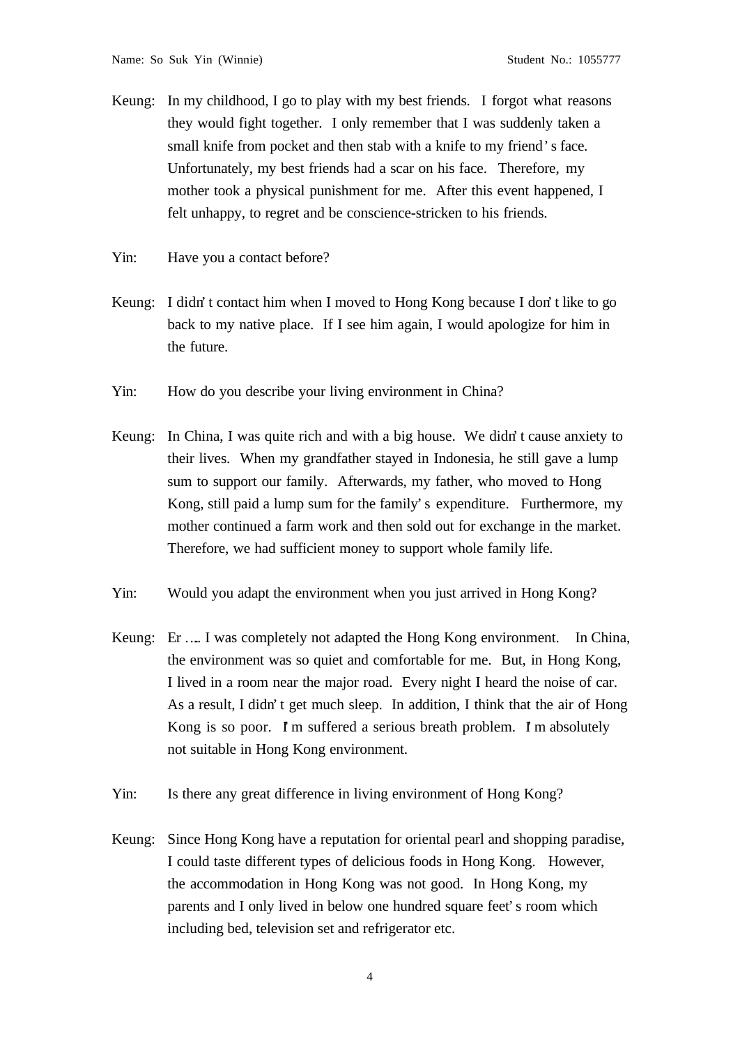Keung: In my childhood, I go to play with my best friends. I forgot what reasons they would fight together. I only remember that I was suddenly taken a small knife from pocket and then stab with a knife to my friend's face. Unfortunately, my best friends had a scar on his face. Therefore, my mother took a physical punishment for me. After this event happened, I felt unhappy, to regret and be conscience-stricken to his friends.

Yin: Have you a contact before?

Keung: I didn't contact him when I moved to Hong Kong because I don't like to go back to my native place. If I see him again, I would apologize for him in the future.

Yin: How do you describe your living environment in China?

Keung: In China, I was quite rich and with a big house. We didn't cause anxiety to their lives. When my grandfather stayed in Indonesia, he still gave a lump sum to support our family. Afterwards, my father, who moved to Hong Kong, still paid a lump sum for the family's expenditure. Furthermore, my mother continued a farm work and then sold out for exchange in the market. Therefore, we had sufficient money to support whole family life.

Yin: Would you adapt the environment when you just arrived in Hong Kong?

Keung: Er …. I was completely not adapted the Hong Kong environment. In China, the environment was so quiet and comfortable for me. But, in Hong Kong, I lived in a room near the major road. Every night I heard the noise of car. As a result, I didn't get much sleep. In addition, I think that the air of Hong Kong is so poor. I'm suffered a serious breath problem. I'm absolutely not suitable in Hong Kong environment.

Yin: Is there any great difference in living environment of Hong Kong?

Keung: Since Hong Kong have a reputation for oriental pearl and shopping paradise, I could taste different types of delicious foods in Hong Kong. However, the accommodation in Hong Kong was not good. In Hong Kong, my parents and I only lived in below one hundred square feet's room which including bed, television set and refrigerator etc.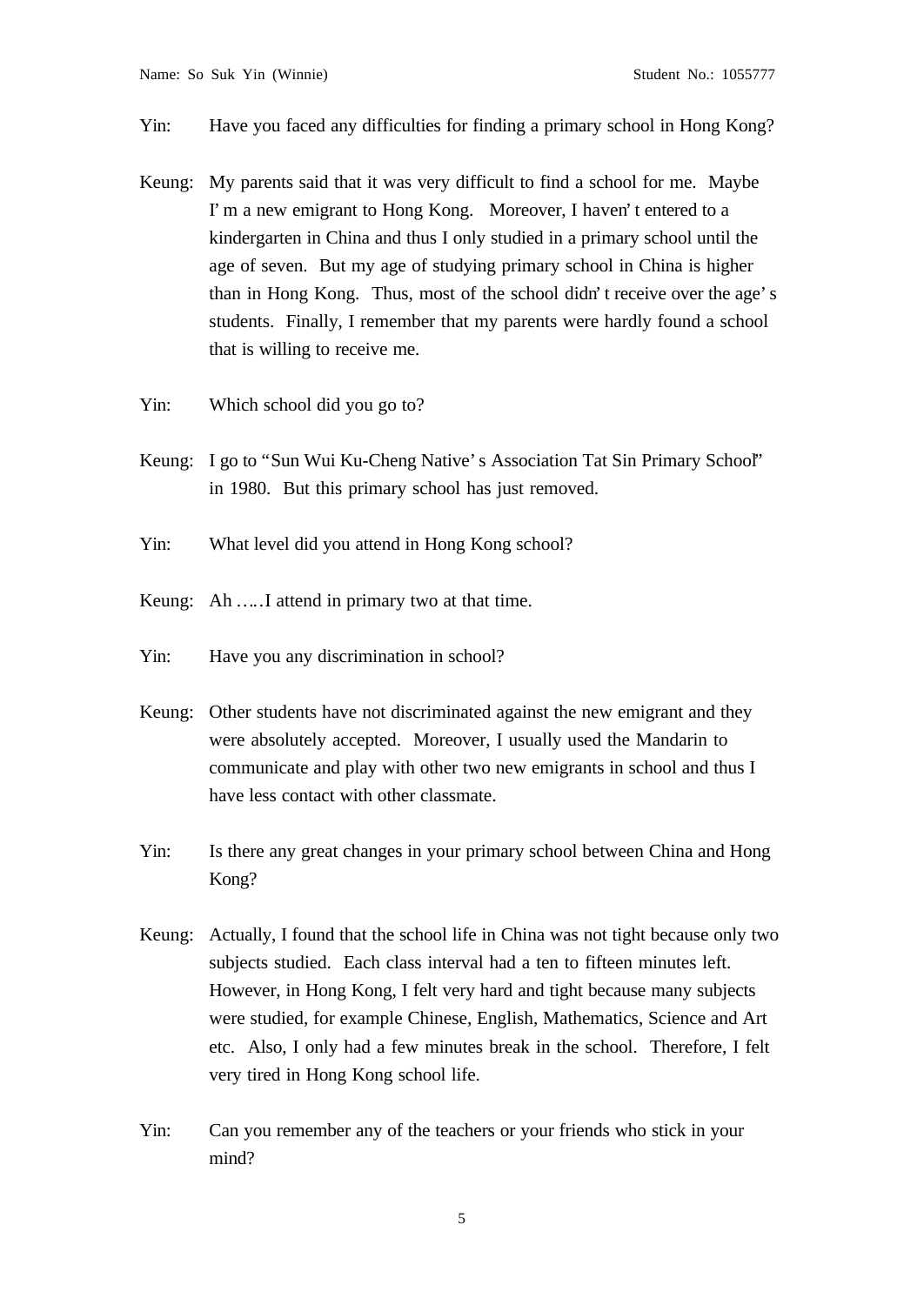Yin: Have you faced any difficulties for finding a primary school in Hong Kong?

Keung: My parents said that it was very difficult to find a school for me. Maybe I' m a new emigrant to Hong Kong. Moreover, I haven' t entered to a kindergarten in China and thus I only studied in a primary school until the age of seven. But my age of studying primary school in China is higher than in Hong Kong. Thus, most of the school didn' t receive over the age' s students. Finally, I remember that my parents were hardly found a school that is willing to receive me.

Yin: Which school did you go to?

Keung: I go to "Sun Wui Ku-Cheng Native' s Association Tat Sin Primary School" in 1980. But this primary school has just removed.

Yin: What level did you attend in Hong Kong school?

Keung: Ah …..I attend in primary two at that time.

Yin: Have you any discrimination in school?

Keung: Other students have not discriminated against the new emigrant and they were absolutely accepted. Moreover, I usually used the Mandarin to communicate and play with other two new emigrants in school and thus I have less contact with other classmate.

Yin: Is there any great changes in your primary school between China and Hong Kong?

Keung: Actually, I found that the school life in China was not tight because only two subjects studied. Each class interval had a ten to fifteen minutes left. However, in Hong Kong, I felt very hard and tight because many subjects were studied, for example Chinese, English, Mathematics, Science and Art etc. Also, I only had a few minutes break in the school. Therefore, I felt very tired in Hong Kong school life.

Yin: Can you remember any of the teachers or your friends who stick in your mind?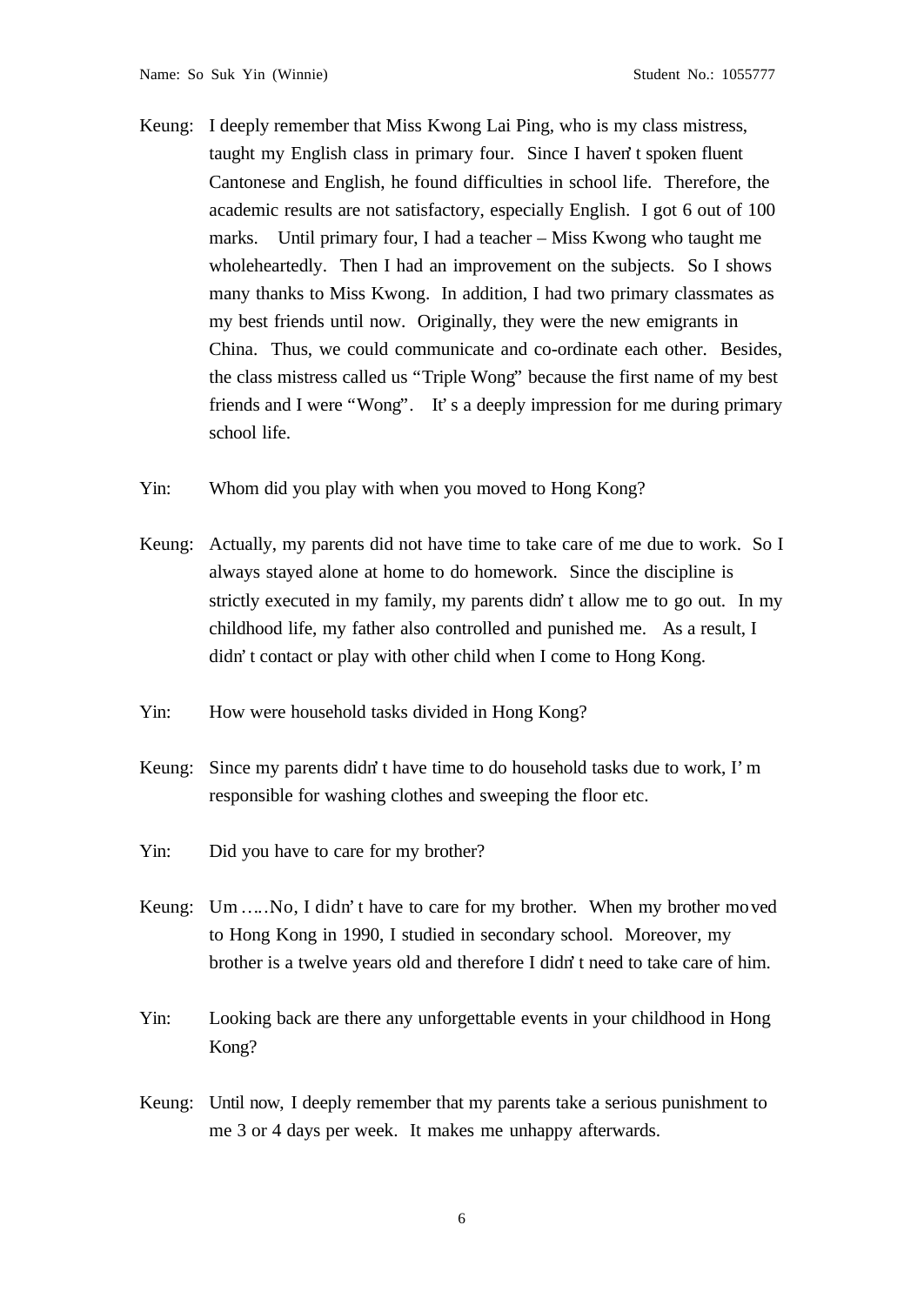Keung: I deeply remember that Miss Kwong Lai Ping, who is my class mistress, taught my English class in primary four. Since I haven't spoken fluent Cantonese and English, he found difficulties in school life. Therefore, the academic results are not satisfactory, especially English. I got 6 out of 100 marks. Until primary four, I had a teacher – Miss Kwong who taught me wholeheartedly. Then I had an improvement on the subjects. So I shows many thanks to Miss Kwong. In addition, I had two primary classmates as my best friends until now. Originally, they were the new emigrants in China. Thus, we could communicate and co-ordinate each other. Besides, the class mistress called us "Triple Wong" because the first name of my best friends and I were "Wong". It's a deeply impression for me during primary school life.

Yin: Whom did you play with when you moved to Hong Kong?

Keung: Actually, my parents did not have time to take care of me due to work. So I always stayed alone at home to do homework. Since the discipline is strictly executed in my family, my parents didn't allow me to go out. In my childhood life, my father also controlled and punished me. As a result, I didn't contact or play with other child when I come to Hong Kong.

Yin: How were household tasks divided in Hong Kong?

Keung: Since my parents didn't have time to do household tasks due to work, I'm responsible for washing clothes and sweeping the floor etc.

Yin: Did you have to care for my brother?

Keung: Um …..No, I didn't have to care for my brother. When my brother moved to Hong Kong in 1990, I studied in secondary school. Moreover, my brother is a twelve years old and therefore I didn't need to take care of him.

Yin: Looking back are there any unforgettable events in your childhood in Hong Kong?

Keung: Until now, I deeply remember that my parents take a serious punishment to me 3 or 4 days per week. It makes me unhappy afterwards.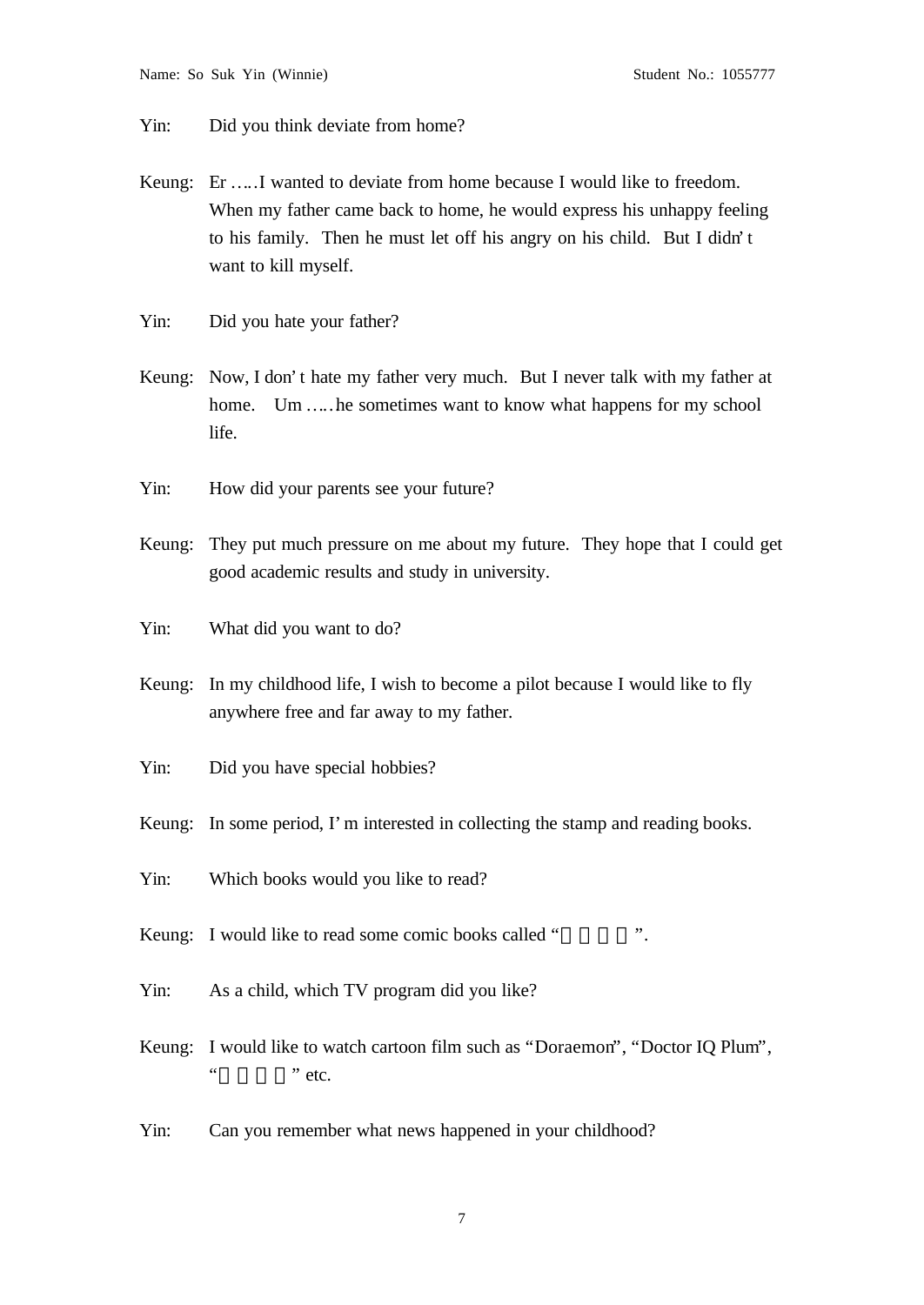Yin: Did you think deviate from home?

Keung: Er …..I wanted to deviate from home because I would like to freedom. When my father came back to home, he would express his unhappy feeling to his family. Then he must let off his angry on his child. But I didn't want to kill myself.

Yin: Did you hate your father?

Keung: Now, I don't hate my father very much. But I never talk with my father at home. Um …..he sometimes want to know what happens for my school life.

Yin: How did your parents see your future?

Keung: They put much pressure on me about my future. They hope that I could get good academic results and study in university.

Yin: What did you want to do?

Keung: In my childhood life, I wish to become a pilot because I would like to fly anywhere free and far away to my father.

Yin: Did you have special hobbies?

Keung: In some period, I'm interested in collecting the stamp and reading books.

Yin: Which books would you like to read?

Keung: I would like to read some comic books called "".

Yin: As a child, which TV program did you like?

Keung: I would like to watch cartoon film such as "Doraemon", "Doctor IQ Plum", "" etc.

Yin: Can you remember what news happened in your childhood?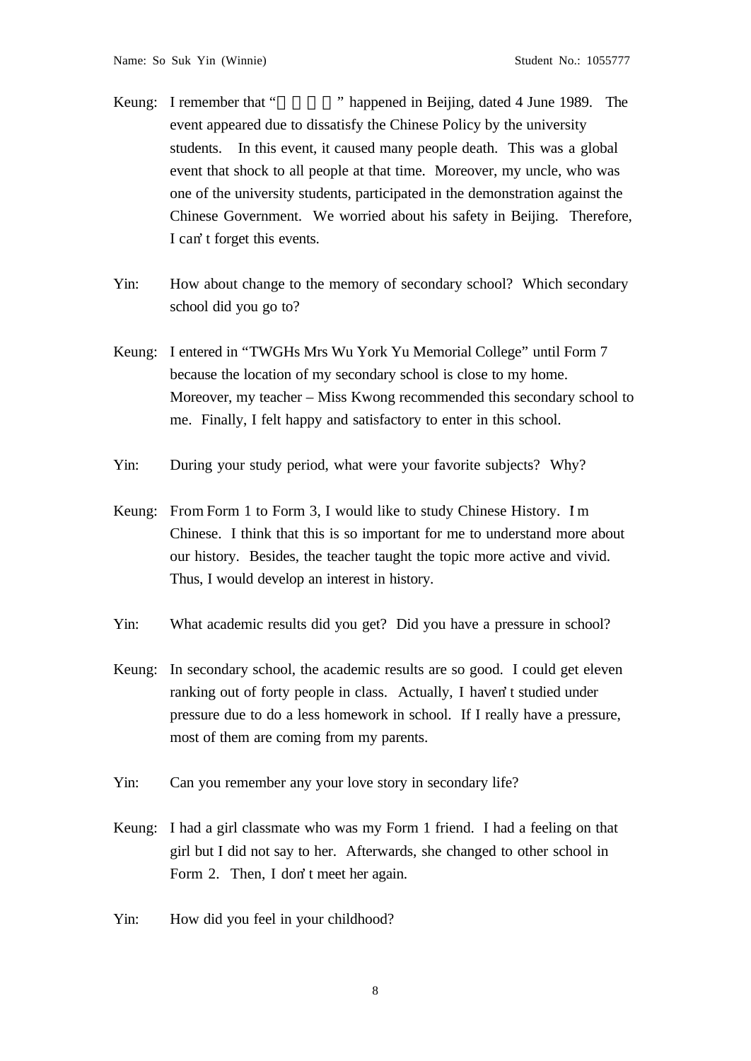Keung: I remember that "　　　　" happened in Beijing, dated 4 June 1989. The event appeared due to dissatisfy the Chinese Policy by the university students. In this event, it caused many people death. This was a global event that shock to all people at that time. Moreover, my uncle, who was one of the university students, participated in the demonstration against the Chinese Government. We worried about his safety in Beijing. Therefore, I can't forget this events.

Yin: How about change to the memory of secondary school? Which secondary school did you go to?

Keung: I entered in "TWGHs Mrs Wu York Yu Memorial College" until Form 7 because the location of my secondary school is close to my home. Moreover, my teacher – Miss Kwong recommended this secondary school to me. Finally, I felt happy and satisfactory to enter in this school.

Yin: During your study period, what were your favorite subjects? Why?

Keung: From Form 1 to Form 3, I would like to study Chinese History. I m Chinese. I think that this is so important for me to understand more about our history. Besides, the teacher taught the topic more active and vivid. Thus, I would develop an interest in history.

Yin: What academic results did you get? Did you have a pressure in school?

Keung: In secondary school, the academic results are so good. I could get eleven ranking out of forty people in class. Actually, I haven't studied under pressure due to do a less homework in school. If I really have a pressure, most of them are coming from my parents.

Yin: Can you remember any your love story in secondary life?

Keung: I had a girl classmate who was my Form 1 friend. I had a feeling on that girl but I did not say to her. Afterwards, she changed to other school in Form 2. Then, I don't meet her again.

Yin: How did you feel in your childhood?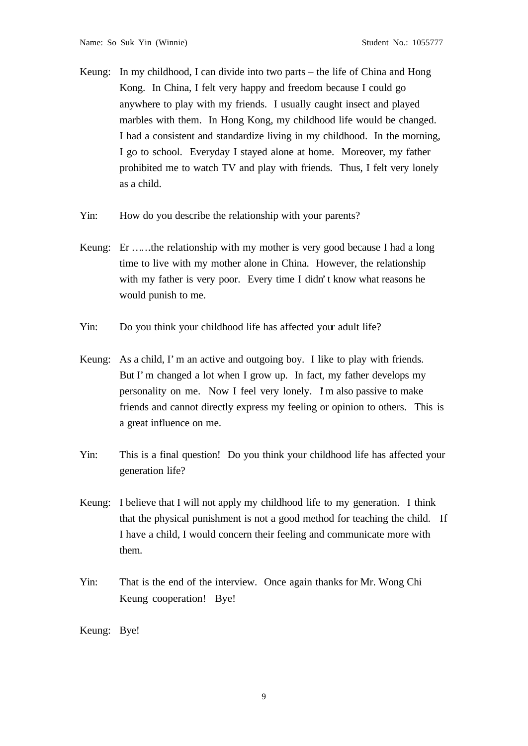Keung: In my childhood, I can divide into two parts – the life of China and Hong Kong. In China, I felt very happy and freedom because I could go anywhere to play with my friends. I usually caught insect and played marbles with them. In Hong Kong, my childhood life would be changed. I had a consistent and standardize living in my childhood. In the morning, I go to school. Everyday I stayed alone at home. Moreover, my father prohibited me to watch TV and play with friends. Thus, I felt very lonely as a child.

Yin: How do you describe the relationship with your parents?

Keung: Er ……the relationship with my mother is very good because I had a long time to live with my mother alone in China. However, the relationship with my father is very poor. Every time I didn't know what reasons he would punish to me.

Yin: Do you think your childhood life has affected your adult life?

Keung: As a child, I'm an active and outgoing boy. I like to play with friends. But I'm changed a lot when I grow up. In fact, my father develops my personality on me. Now I feel very lonely. I m also passive to make friends and cannot directly express my feeling or opinion to others. This is a great influence on me.

Yin: This is a final question! Do you think your childhood life has affected your generation life?

Keung: I believe that I will not apply my childhood life to my generation. I think that the physical punishment is not a good method for teaching the child. If I have a child, I would concern their feeling and communicate more with them.

Yin: That is the end of the interview. Once again thanks for Mr. Wong Chi Keung cooperation! Bye!

Keung: Bye!